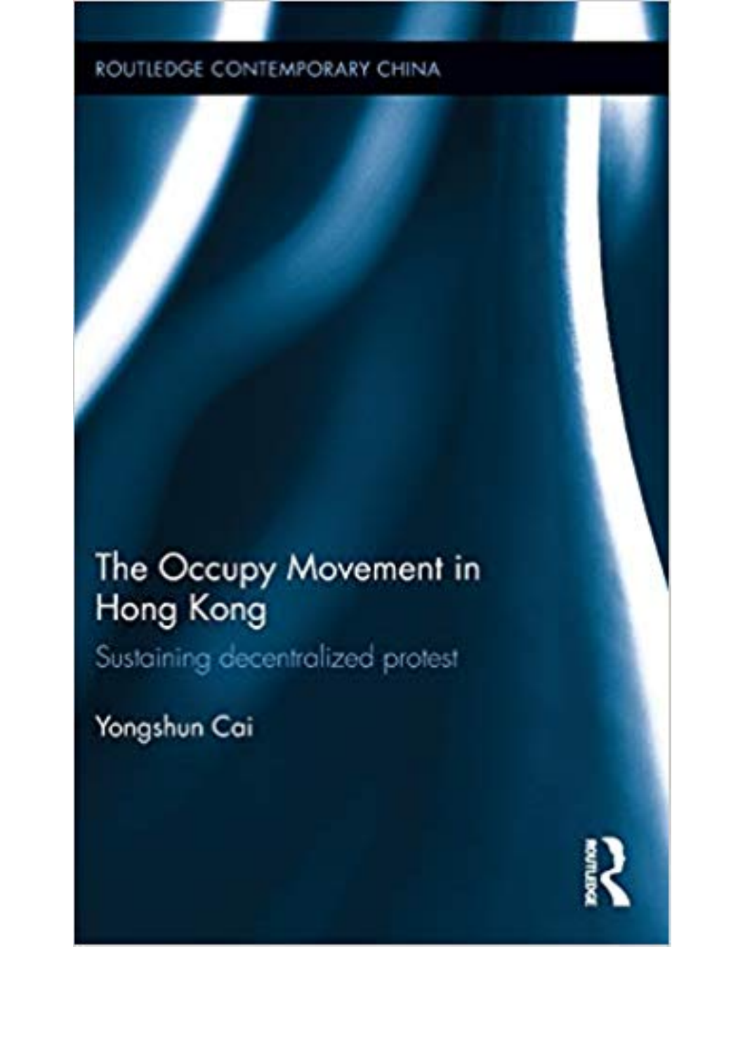ROUTLEDGE CONTEMPORARY CHINA

# The Occupy Movement in Hong Kong

## Sustaining decentralized protest

Yongshun Cai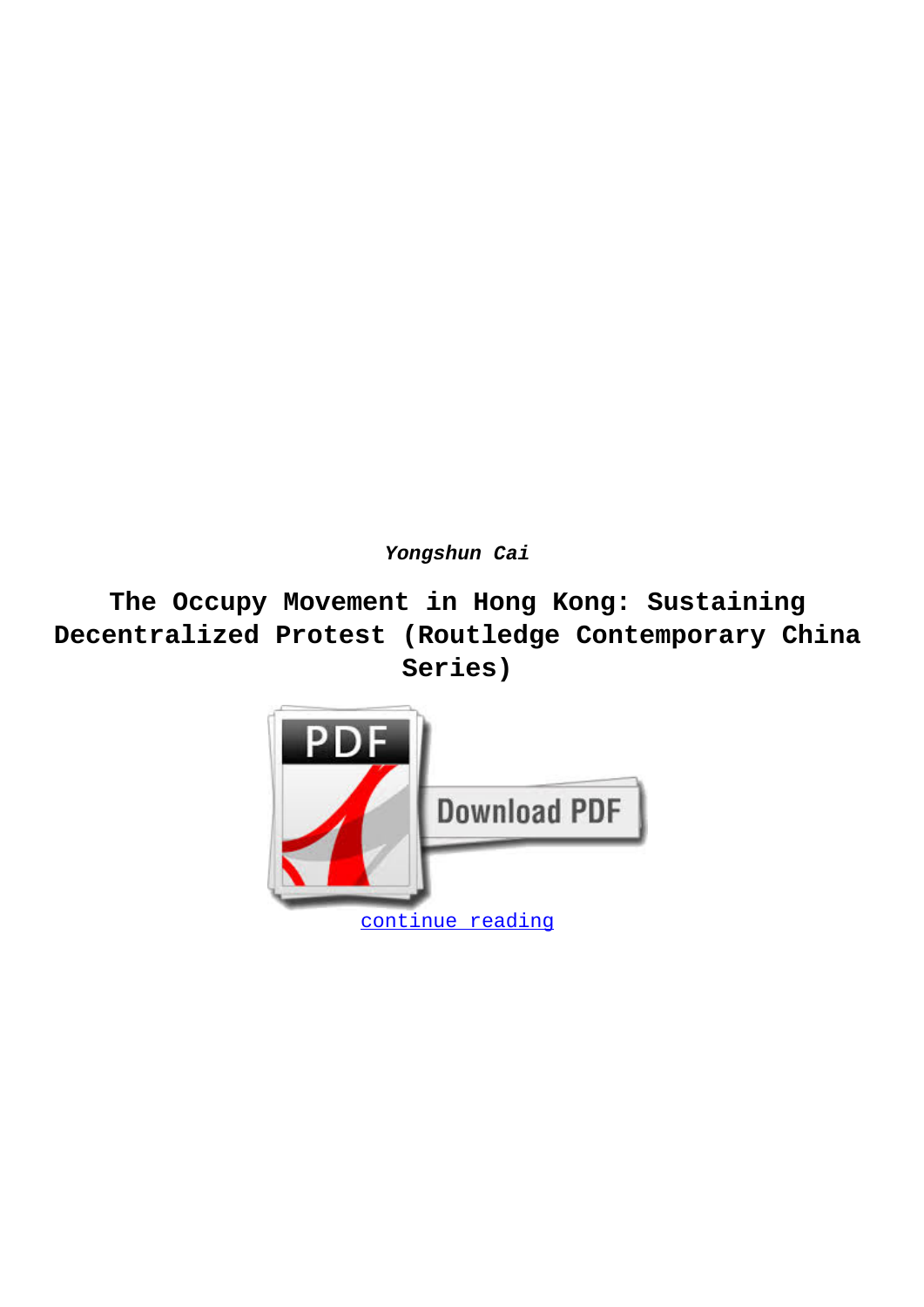*Yongshun Cai*

# The Occupy Movement in Hong Kong: Sustaining Decentralized Protest (Routledge Contemporary China Series)

Download PDF

continue reading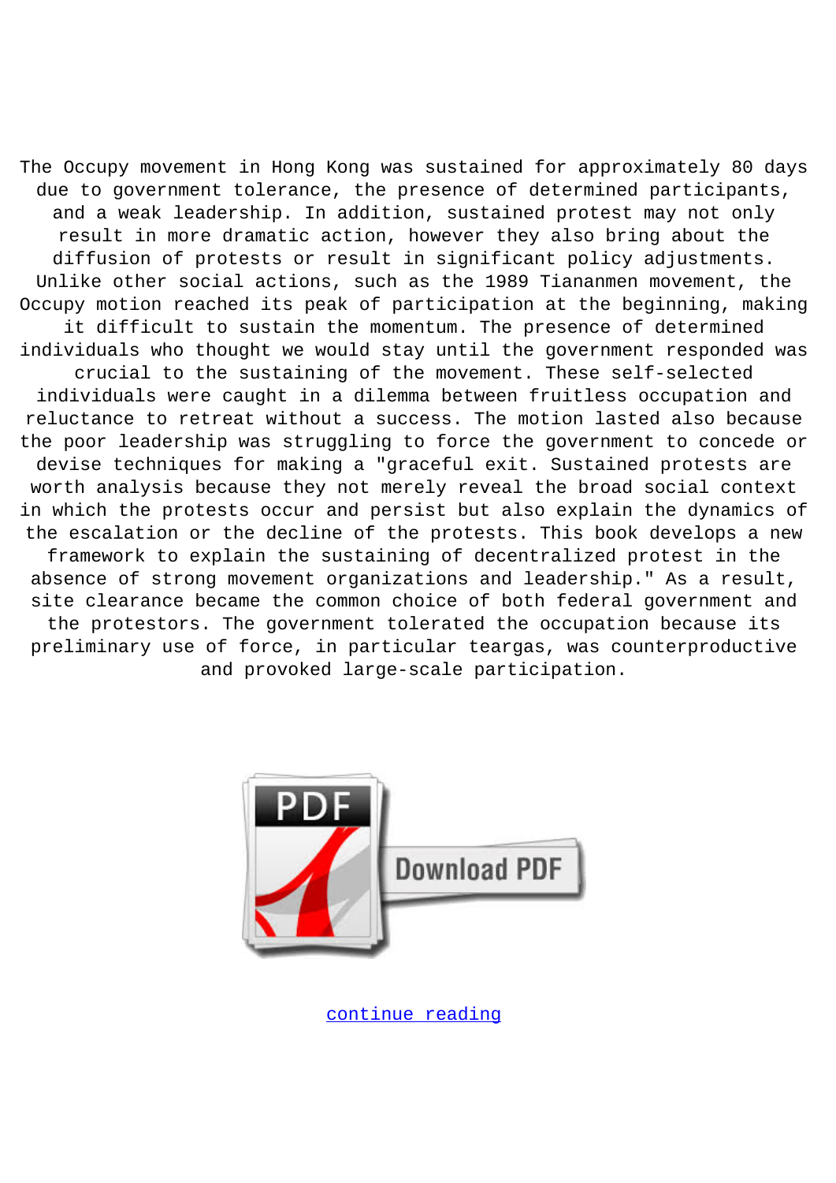The Occupy movement in Hong Kong was sustained for approximately 80 days due to government tolerance, the presence of determined participants, and a weak leadership. In addition, sustained protest may not only result in more dramatic action, however they also bring about the diffusion of protests or result in significant policy adjustments. Unlike other social actions, such as the 1989 Tiananmen movement, the Occupy motion reached its peak of participation at the beginning, making it difficult to sustain the momentum. The presence of determined individuals who thought we would stay until the government responded was crucial to the sustaining of the movement. These self-selected individuals were caught in a dilemma between fruitless occupation and reluctance to retreat without a success. The motion lasted also because the poor leadership was struggling to force the government to concede or devise techniques for making a "graceful exit. Sustained protests are worth analysis because they not merely reveal the broad social context in which the protests occur and persist but also explain the dynamics of the escalation or the decline of the protests. This book develops a new framework to explain the sustaining of decentralized protest in the absence of strong movement organizations and leadership." As a result, site clearance became the common choice of both federal government and the protestors. The government tolerated the occupation because its preliminary use of force, in particular teargas, was counterproductive and provoked large-scale participation.

continue reading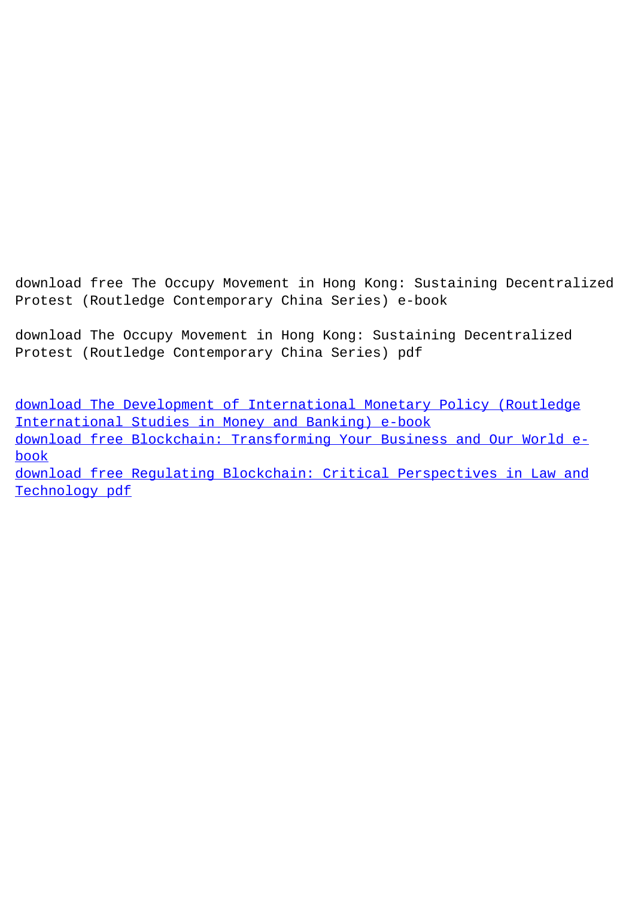download free The Occupy Movement in Hong Kong: Sustaining Decentralized Protest (Routledge Contemporary China Series) e-book

download The Occupy Movement in Hong Kong: Sustaining Decentralized Protest (Routledge Contemporary China Series) pdf

download The Development of International Monetary Policy (Routledge International Studies in Money and Banking) e-book
download free Blockchain: Transforming Your Business and Our World e-book
download free Regulating Blockchain: Critical Perspectives in Law and Technology pdf